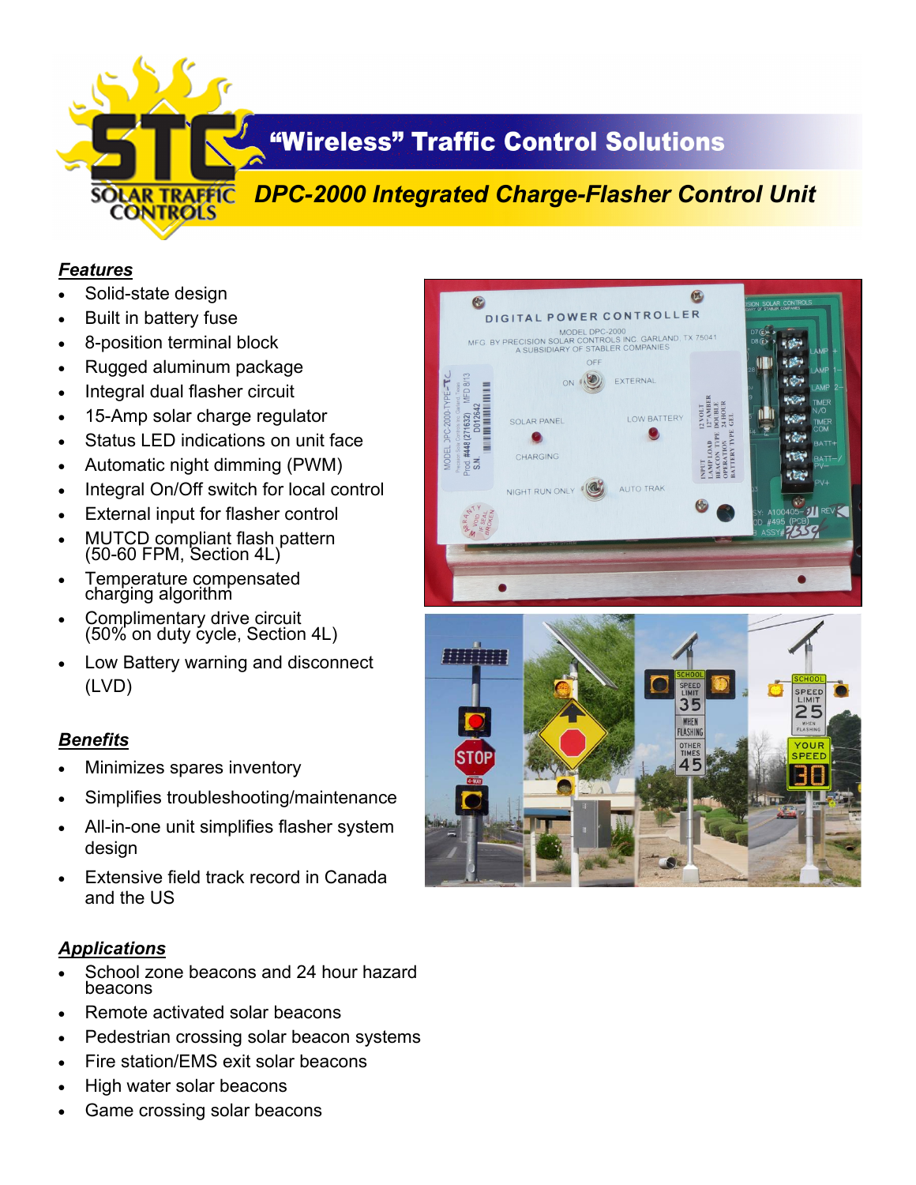# "Wireless" Traffic Control Solutions

## DPC-2000 Integrated Charge-Flasher Control Unit

### *Features*

- Solid-state design
- Built in battery fuse
- 8-position terminal block
- Rugged aluminum package
- Integral dual flasher circuit
- 15-Amp solar charge regulator
- Status LED indications on unit face
- Automatic night dimming (PWM)
- Integral On/Off switch for local control
- External input for flasher control
- MUTCD compliant flash pattern (50-60 FPM, Section 4L)
- Temperature compensated charging algorithm
- Complimentary drive circuit (50% on duty cycle, Section 4L)
- Low Battery warning and disconnect (LVD)

### *Benefits*

- Minimizes spares inventory
- Simplifies troubleshooting/maintenance
- All-in-one unit simplifies flasher system design
- Extensive field track record in Canada and the US

### *Applications*

- School zone beacons and 24 hour hazard beacons
- Remote activated solar beacons
- Pedestrian crossing solar beacon systems
- Fire station/EMS exit solar beacons
- High water solar beacons
- Game crossing solar beacons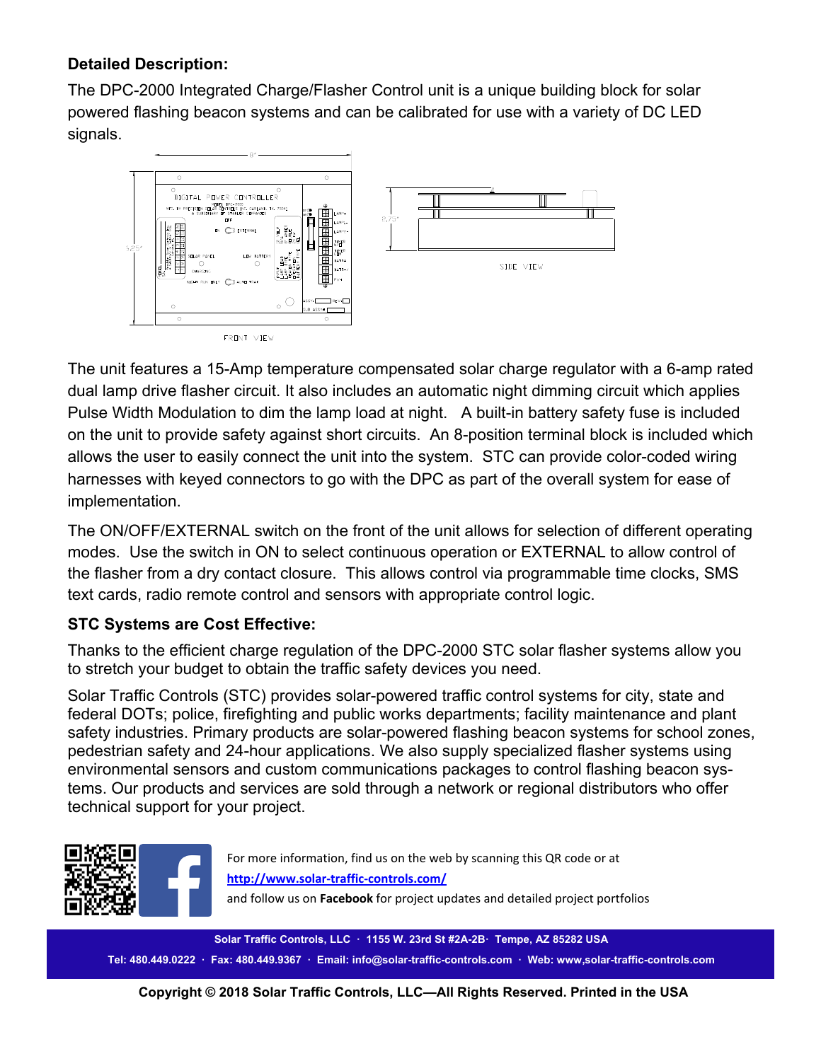**Detailed Description:**

The DPC-2000 Integrated Charge/Flasher Control unit is a unique building block for solar powered flashing beacon systems and can be calibrated for use with a variety of DC LED signals.

8"

5.25"

2.75"

SIDE VIEW

FRONT VIEW

The unit features a 15-Amp temperature compensated solar charge regulator with a 6-amp rated dual lamp drive flasher circuit. It also includes an automatic night dimming circuit which applies Pulse Width Modulation to dim the lamp load at night. A built-in battery safety fuse is included on the unit to provide safety against short circuits. An 8-position terminal block is included which allows the user to easily connect the unit into the system. STC can provide color-coded wiring harnesses with keyed connectors to go with the DPC as part of the overall system for ease of implementation.

The ON/OFF/EXTERNAL switch on the front of the unit allows for selection of different operating modes. Use the switch in ON to select continuous operation or EXTERNAL to allow control of the flasher from a dry contact closure. This allows control via programmable time clocks, SMS text cards, radio remote control and sensors with appropriate control logic.

**STC Systems are Cost Effective:**

Thanks to the efficient charge regulation of the DPC-2000 STC solar flasher systems allow you to stretch your budget to obtain the traffic safety devices you need.

Solar Traffic Controls (STC) provides solar-powered traffic control systems for city, state and federal DOTs; police, firefighting and public works departments; facility maintenance and plant safety industries. Primary products are solar-powered flashing beacon systems for school zones, pedestrian safety and 24-hour applications. We also supply specialized flasher systems using environmental sensors and custom communications packages to control flashing beacon systems. Our products and services are sold through a network or regional distributors who offer technical support for your project.

For more information, find us on the web by scanning this QR code or at [http://www.solar-traffic-controls.com/](http://www.solar-traffic-controls.com/) and follow us on **Facebook** for project updates and detailed project portfolios

**Solar Traffic Controls, LLC · 1155 W. 23rd St #2A-2B· Tempe, AZ 85282 USA**

**Tel: 480.449.0222 · Fax: 480.449.9367 · Email: info@solar-traffic-controls.com · Web: www,solar-traffic-controls.com**

**Copyright © 2018 Solar Traffic Controls, LLC—All Rights Reserved. Printed in the USA**